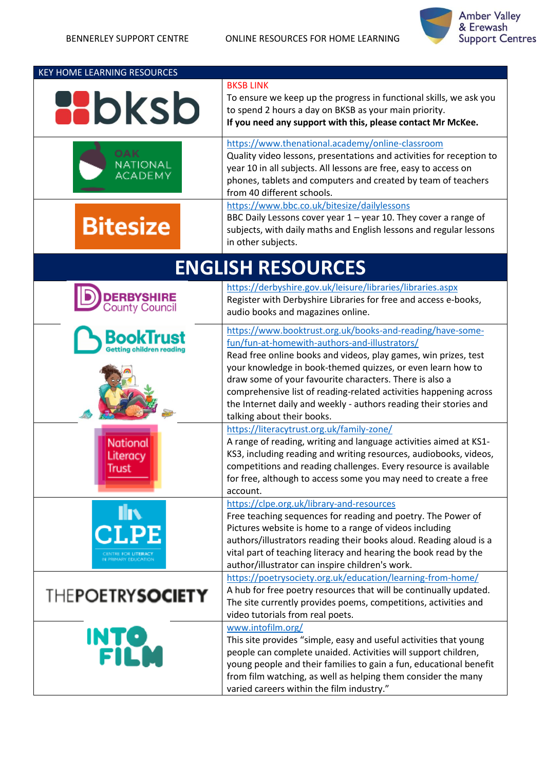BENNERLEY SUPPORT CENTRE ONLINE RESOURCES FOR HOME LEARNING

Amber Valley & Erewash Support Centres

| KEY HOME LEARNING RESOURCES | |
|---|---|
| bksb | BKSB LINK<br>To ensure we keep up the progress in functional skills, we ask you to spend 2 hours a day on BKSB as your main priority.<br>**If you need any support with this, please contact Mr McKee.** |
| OAK NATIONAL ACADEMY | https://www.thenational.academy/online-classroom<br>Quality video lessons, presentations and activities for reception to year 10 in all subjects. All lessons are free, easy to access on phones, tablets and computers and created by team of teachers from 40 different schools. |
| Bitesize | https://www.bbc.co.uk/bitesize/dailylessons<br>BBC Daily Lessons cover year 1 – year 10. They cover a range of subjects, with daily maths and English lessons and regular lessons in other subjects. |

## ENGLISH RESOURCES

| | |
|---|---|
| DERBYSHIRE County Council | https://derbyshire.gov.uk/leisure/libraries/libraries.aspx<br>Register with Derbyshire Libraries for free and access e-books, audio books and magazines online. |
| BookTrust Getting children reading | https://www.booktrust.org.uk/books-and-reading/have-some-fun/fun-at-homewith-authors-and-illustrators/<br>Read free online books and videos, play games, win prizes, test your knowledge in book-themed quizzes, or even learn how to draw some of your favourite characters. There is also a comprehensive list of reading-related activities happening across the Internet daily and weekly - authors reading their stories and talking about their books. |
| National Literacy Trust | https://literacytrust.org.uk/family-zone/<br>A range of reading, writing and language activities aimed at KS1-KS3, including reading and writing resources, audiobooks, videos, competitions and reading challenges. Every resource is available for free, although to access some you may need to create a free account. |
| CLPE CENTRE FOR LITERACY IN PRIMARY EDUCATION | https://clpe.org.uk/library-and-resources<br>Free teaching sequences for reading and poetry. The Power of Pictures website is home to a range of videos including authors/illustrators reading their books aloud. Reading aloud is a vital part of teaching literacy and hearing the book read by the author/illustrator can inspire children's work. |
| THEPOETRYSOCIETY | https://poetrysociety.org.uk/education/learning-from-home/<br>A hub for free poetry resources that will be continually updated. The site currently provides poems, competitions, activities and video tutorials from real poets. |
| INTO FILM | www.intofilm.org/<br>This site provides "simple, easy and useful activities that young people can complete unaided. Activities will support children, young people and their families to gain a fun, educational benefit from film watching, as well as helping them consider the many varied careers within the film industry." |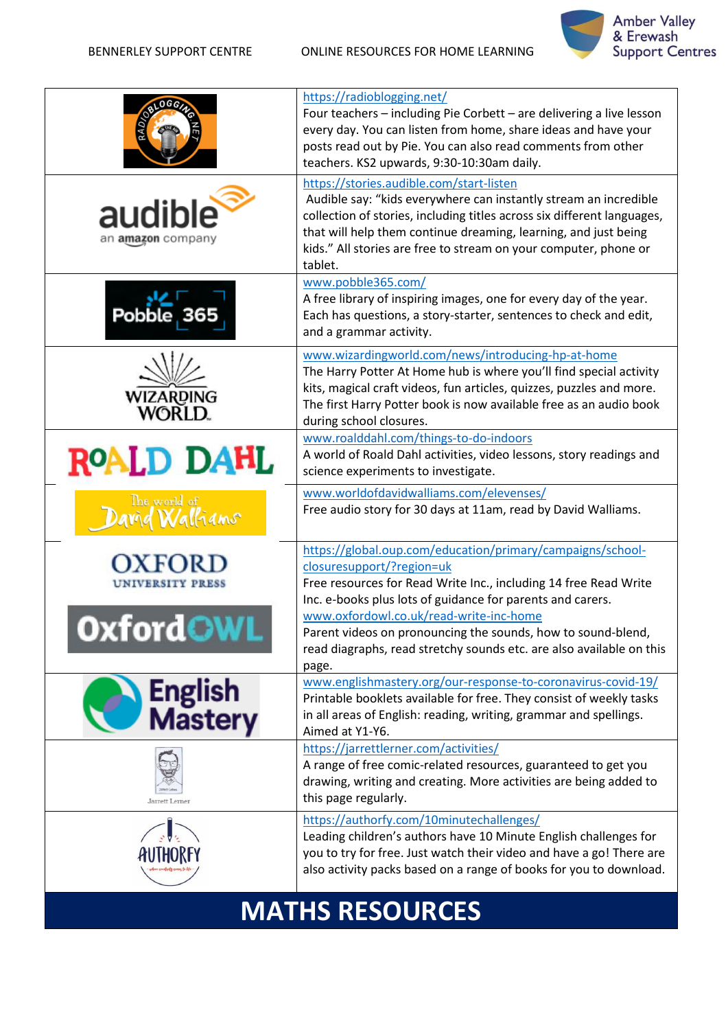| | |
|---|---|
| RADIOBLOGGING.NET | https://radioblogging.net/ Four teachers – including Pie Corbett – are delivering a live lesson every day. You can listen from home, share ideas and have your posts read out by Pie. You can also read comments from other teachers. KS2 upwards, 9:30-10:30am daily. |
| audible an amazon company | https://stories.audible.com/start-listen Audible say: "kids everywhere can instantly stream an incredible collection of stories, including titles across six different languages, that will help them continue dreaming, learning, and just being kids." All stories are free to stream on your computer, phone or tablet. |
| Pobble 365 | www.pobble365.com/ A free library of inspiring images, one for every day of the year. Each has questions, a story-starter, sentences to check and edit, and a grammar activity. |
| WIZARDING WORLD | www.wizardingworld.com/news/introducing-hp-at-home The Harry Potter At Home hub is where you'll find special activity kits, magical craft videos, fun articles, quizzes, puzzles and more. The first Harry Potter book is now available free as an audio book during school closures. |
| ROALD DAHL | www.roalddahl.com/things-to-do-indoors A world of Roald Dahl activities, video lessons, story readings and science experiments to investigate. |
| The world of David Walliams | www.worldofdavidwalliams.com/elevenses/ Free audio story for 30 days at 11am, read by David Walliams. |
| OXFORD UNIVERSITY PRESS / OxfordOWL | https://global.oup.com/education/primary/campaigns/school-closuresupport/?region=uk Free resources for Read Write Inc., including 14 free Read Write Inc. e-books plus lots of guidance for parents and carers. www.oxfordowl.co.uk/read-write-inc-home Parent videos on pronouncing the sounds, how to sound-blend, read diagraphs, read stretchy sounds etc. are also available on this page. |
| English Mastery | www.englishmastery.org/our-response-to-coronavirus-covid-19/ Printable booklets available for free. They consist of weekly tasks in all areas of English: reading, writing, grammar and spellings. Aimed at Y1-Y6. |
| Jarrett Lerner | https://jarrettlerner.com/activities/ A range of free comic-related resources, guaranteed to get you drawing, writing and creating. More activities are being added to this page regularly. |
| AUTHORFY | https://authorfy.com/10minutechallenges/ Leading children's authors have 10 Minute English challenges for you to try for free. Just watch their video and have a go! There are also activity packs based on a range of books for you to download. |

## MATHS RESOURCES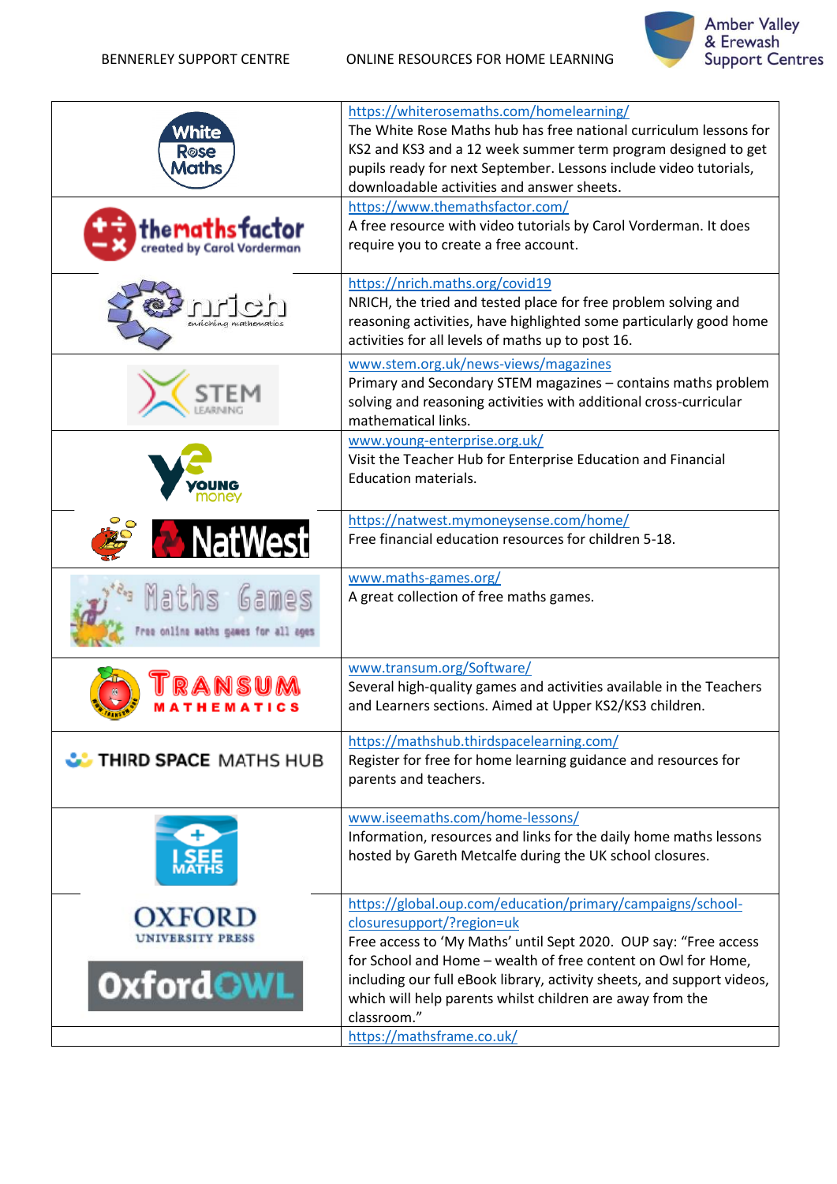BENNERLEY SUPPORT CENTRE ONLINE RESOURCES FOR HOME LEARNING

Amber Valley & Erewash Support Centres

| Resource | Details |
| --- | --- |
| White Rose Maths | https://whiterosemaths.com/homelearning/ The White Rose Maths hub has free national curriculum lessons for KS2 and KS3 and a 12 week summer term program designed to get pupils ready for next September. Lessons include video tutorials, downloadable activities and answer sheets. |
| themathsfactor created by Carol Vorderman | https://www.themathsfactor.com/ A free resource with video tutorials by Carol Vorderman. It does require you to create a free account. |
| nrich enriching mathematics | https://nrich.maths.org/covid19 NRICH, the tried and tested place for free problem solving and reasoning activities, have highlighted some particularly good home activities for all levels of maths up to post 16. |
| STEM LEARNING | www.stem.org.uk/news-views/magazines Primary and Secondary STEM magazines – contains maths problem solving and reasoning activities with additional cross-curricular mathematical links. |
| Young money | www.young-enterprise.org.uk/ Visit the Teacher Hub for Enterprise Education and Financial Education materials. |
| NatWest | https://natwest.mymoneysense.com/home/ Free financial education resources for children 5-18. |
| Maths Games Free online maths games for all ages | www.maths-games.org/ A great collection of free maths games. |
| TRANSUM MATHEMATICS | www.transum.org/Software/ Several high-quality games and activities available in the Teachers and Learners sections. Aimed at Upper KS2/KS3 children. |
| THIRD SPACE MATHS HUB | https://mathshub.thirdspacelearning.com/ Register for free for home learning guidance and resources for parents and teachers. |
| I SEE MATHS | www.iseemaths.com/home-lessons/ Information, resources and links for the daily home maths lessons hosted by Gareth Metcalfe during the UK school closures. |
| OXFORD UNIVERSITY PRESS / OxfordOWL | https://global.oup.com/education/primary/campaigns/school-closuresupport/?region=uk Free access to 'My Maths' until Sept 2020. OUP say: "Free access for School and Home – wealth of free content on Owl for Home, including our full eBook library, activity sheets, and support videos, which will help parents whilst children are away from the classroom." |
| | https://mathsframe.co.uk/ |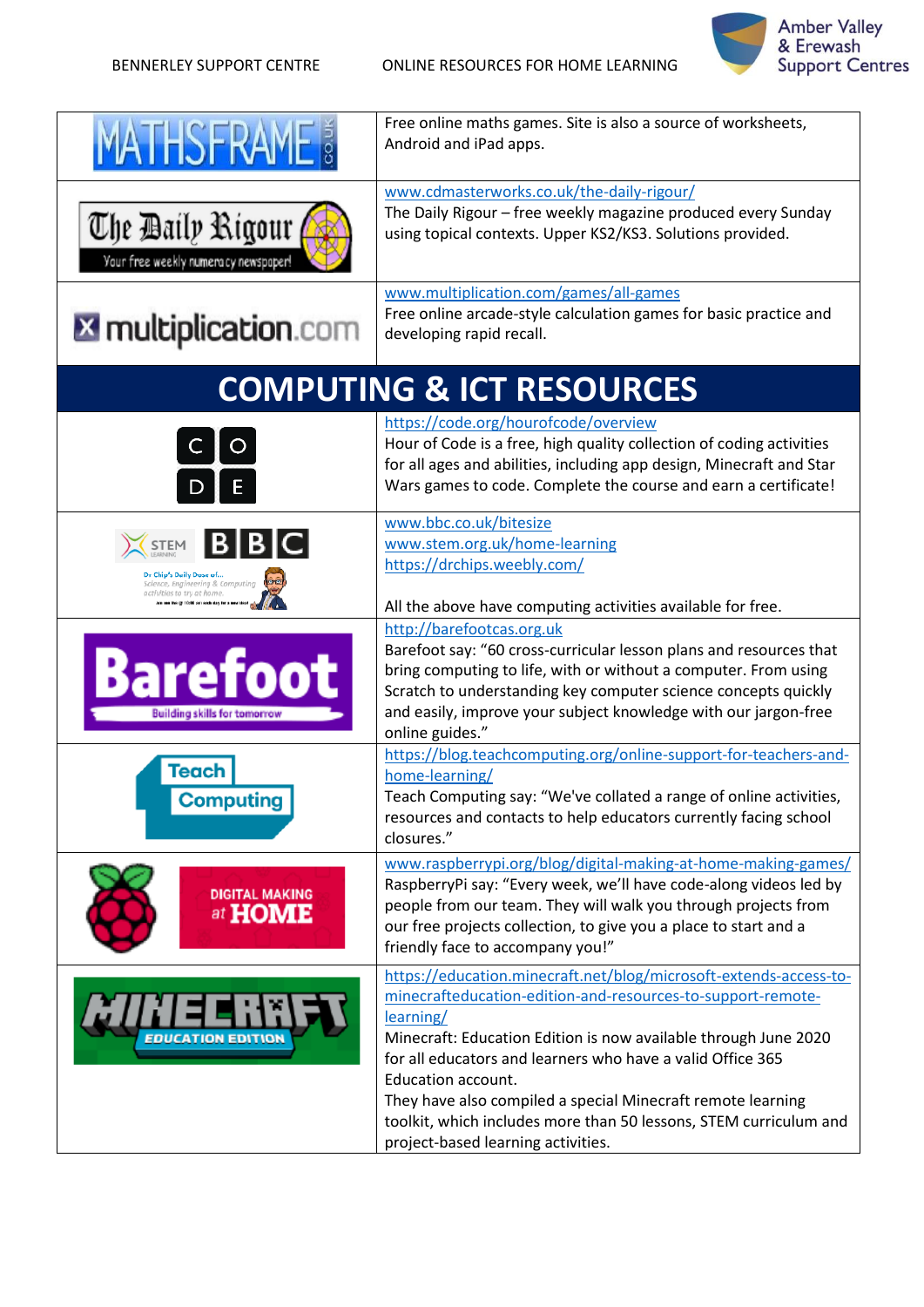| | |
|---|---|
| MATHSFRAME.CO.UK | Free online maths games. Site is also a source of worksheets, Android and iPad apps. |
| The Daily Rigour – Your free weekly numeracy newspaper! | www.cdmasterworks.co.uk/the-daily-rigour/<br>The Daily Rigour – free weekly magazine produced every Sunday using topical contexts. Upper KS2/KS3. Solutions provided. |
| multiplication.com | www.multiplication.com/games/all-games<br>Free online arcade-style calculation games for basic practice and developing rapid recall. |

## COMPUTING & ICT RESOURCES

| | |
|---|---|
| CODE | https://code.org/hourofcode/overview<br>Hour of Code is a free, high quality collection of coding activities for all ages and abilities, including app design, Minecraft and Star Wars games to code. Complete the course and earn a certificate! |
| STEM Learning / BBC / Dr Chip's Daily Dose of... Science, Engineering & Computing activities to try at home. | www.bbc.co.uk/bitesize<br>www.stem.org.uk/home-learning<br>https://drchips.weebly.com/<br><br>All the above have computing activities available for free. |
| Barefoot – Building skills for tomorrow | http://barefootcas.org.uk<br>Barefoot say: "60 cross-curricular lesson plans and resources that bring computing to life, with or without a computer. From using Scratch to understanding key computer science concepts quickly and easily, improve your subject knowledge with our jargon-free online guides." |
| Teach Computing | https://blog.teachcomputing.org/online-support-for-teachers-and-home-learning/<br>Teach Computing say: "We've collated a range of online activities, resources and contacts to help educators currently facing school closures." |
| DIGITAL MAKING at HOME | www.raspberrypi.org/blog/digital-making-at-home-making-games/<br>RaspberryPi say: "Every week, we'll have code-along videos led by people from our team. They will walk you through projects from our free projects collection, to give you a place to start and a friendly face to accompany you!" |
| MINECRAFT EDUCATION EDITION | https://education.minecraft.net/blog/microsoft-extends-access-to-minecrafteducation-edition-and-resources-to-support-remote-learning/<br>Minecraft: Education Edition is now available through June 2020 for all educators and learners who have a valid Office 365 Education account.<br>They have also compiled a special Minecraft remote learning toolkit, which includes more than 50 lessons, STEM curriculum and project-based learning activities. |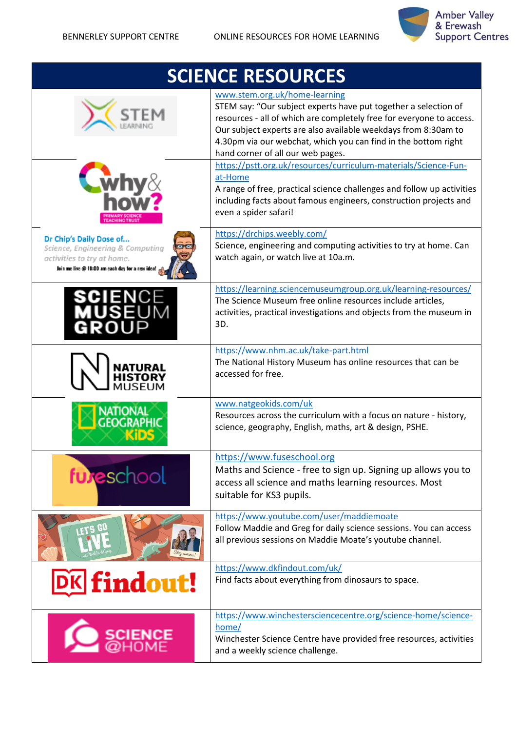# SCIENCE RESOURCES

| | |
|---|---|
| STEM LEARNING | www.stem.org.uk/home-learning<br>STEM say: "Our subject experts have put together a selection of resources - all of which are completely free for everyone to access. Our subject experts are also available weekdays from 8:30am to 4.30pm via our webchat, which you can find in the bottom right hand corner of all our web pages. |
| why& how? PRIMARY SCIENCE TEACHING TRUST | https://pstt.org.uk/resources/curriculum-materials/Science-Fun-at-Home<br>A range of free, practical science challenges and follow up activities including facts about famous engineers, construction projects and even a spider safari! |
| Dr Chip's Daily Dose of... Science, Engineering & Computing activities to try at home. Join me live @ 10:00 am each day for a new idea! | https://drchips.weebly.com/<br>Science, engineering and computing activities to try at home. Can watch again, or watch live at 10a.m. |
| SCIENCE MUSEUM GROUP | https://learning.sciencemuseumgroup.org.uk/learning-resources/<br>The Science Museum free online resources include articles, activities, practical investigations and objects from the museum in 3D. |
| NATURAL HISTORY MUSEUM | https://www.nhm.ac.uk/take-part.html<br>The National History Museum has online resources that can be accessed for free. |
| NATIONAL GEOGRAPHIC KiDS | www.natgeokids.com/uk<br>Resources across the curriculum with a focus on nature - history, science, geography, English, maths, art & design, PSHE. |
| fuseschool | https://www.fuseschool.org<br>Maths and Science - free to sign up. Signing up allows you to access all science and maths learning resources. Most suitable for KS3 pupils. |
| LET'S GO LIVE with Maddie & Greg. Stay curious! | https://www.youtube.com/user/maddiemoate<br>Follow Maddie and Greg for daily science sessions. You can access all previous sessions on Maddie Moate's youtube channel. |
| DK findout! | https://www.dkfindout.com/uk/<br>Find facts about everything from dinosaurs to space. |
| SCIENCE @HOME | https://www.winchestersciencecentre.org/science-home/science-home/<br>Winchester Science Centre have provided free resources, activities and a weekly science challenge. |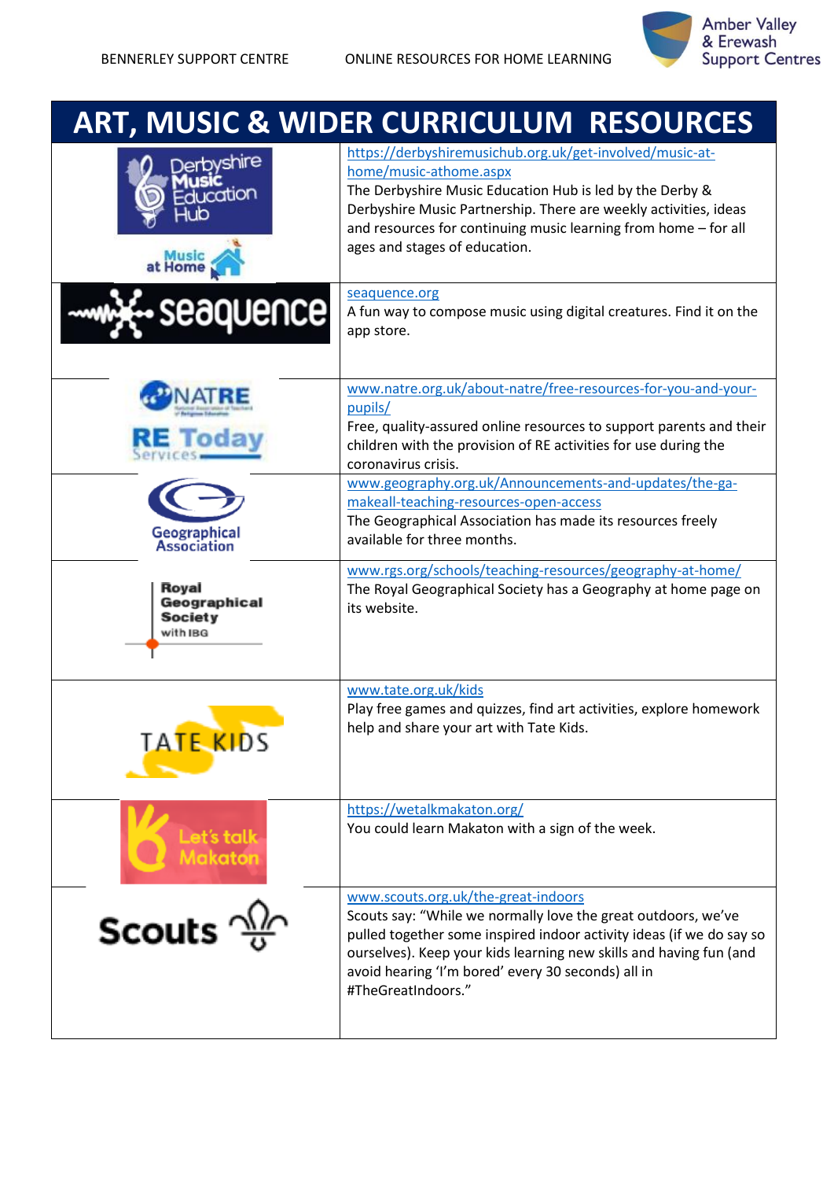# ART, MUSIC & WIDER CURRICULUM RESOURCES

| Resource | Details |
| --- | --- |
| Derbyshire Music Education Hub – Music at Home | https://derbyshiremusichub.org.uk/get-involved/music-at-home/music-athome.aspx<br>The Derbyshire Music Education Hub is led by the Derby & Derbyshire Music Partnership. There are weekly activities, ideas and resources for continuing music learning from home – for all ages and stages of education. |
| seaquence | seaquence.org<br>A fun way to compose music using digital creatures. Find it on the app store. |
| NATRE – RE Today Services | www.natre.org.uk/about-natre/free-resources-for-you-and-your-pupils/<br>Free, quality-assured online resources to support parents and their children with the provision of RE activities for use during the coronavirus crisis. |
| Geographical Association | www.geography.org.uk/Announcements-and-updates/the-ga-makeall-teaching-resources-open-access<br>The Geographical Association has made its resources freely available for three months. |
| Royal Geographical Society with IBG | www.rgs.org/schools/teaching-resources/geography-at-home/<br>The Royal Geographical Society has a Geography at home page on its website. |
| TATE KIDS | www.tate.org.uk/kids<br>Play free games and quizzes, find art activities, explore homework help and share your art with Tate Kids. |
| Let's talk Makaton | https://wetalkmakaton.org/<br>You could learn Makaton with a sign of the week. |
| Scouts | www.scouts.org.uk/the-great-indoors<br>Scouts say: "While we normally love the great outdoors, we've pulled together some inspired indoor activity ideas (if we do say so ourselves). Keep your kids learning new skills and having fun (and avoid hearing 'I'm bored' every 30 seconds) all in #TheGreatIndoors." |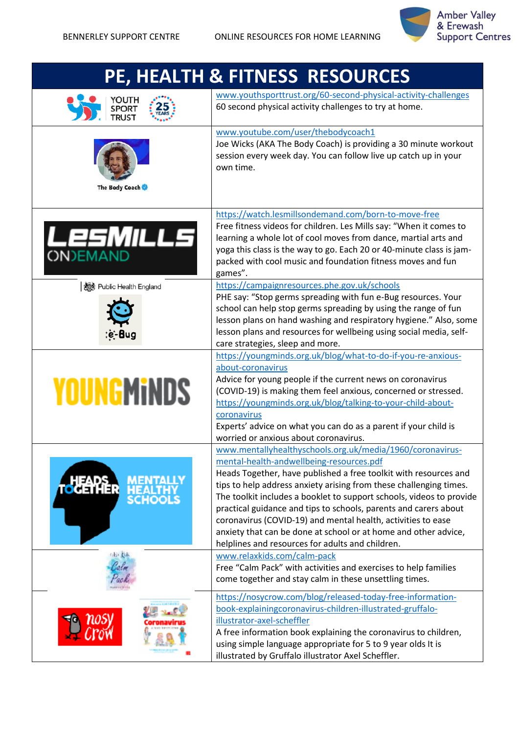# PE, HEALTH & FITNESS RESOURCES

| | |
|---|---|
| YOUTH SPORT TRUST 25 YEARS | www.youthsporttrust.org/60-second-physical-activity-challenges<br>60 second physical activity challenges to try at home. |
| The Body Coach | www.youtube.com/user/thebodycoach1<br>Joe Wicks (AKA The Body Coach) is providing a 30 minute workout session every week day. You can follow live up catch up in your own time. |
| LESMILLS ONDEMAND | https://watch.lesmillsondemand.com/born-to-move-free<br>Free fitness videos for children. Les Mills say: "When it comes to learning a whole lot of cool moves from dance, martial arts and yoga this class is the way to go. Each 20 or 40-minute class is jam-packed with cool music and foundation fitness moves and fun games". |
| Public Health England<br>e-Bug | https://campaignresources.phe.gov.uk/schools<br>PHE say: "Stop germs spreading with fun e-Bug resources. Your school can help stop germs spreading by using the range of fun lesson plans on hand washing and respiratory hygiene." Also, some lesson plans and resources for wellbeing using social media, self-care strategies, sleep and more. |
| YOUNGMINDS | https://youngminds.org.uk/blog/what-to-do-if-you-re-anxious-about-coronavirus<br>Advice for young people if the current news on coronavirus (COVID-19) is making them feel anxious, concerned or stressed.<br>https://youngminds.org.uk/blog/talking-to-your-child-about-coronavirus<br>Experts' advice on what you can do as a parent if your child is worried or anxious about coronavirus. |
| HEADS TOGETHER MENTALLY HEALTHY SCHOOLS | www.mentallyhealthyschools.org.uk/media/1960/coronavirus-mental-health-andwellbeing-resources.pdf<br>Heads Together, have published a free toolkit with resources and tips to help address anxiety arising from these challenging times. The toolkit includes a booklet to support schools, videos to provide practical guidance and tips to schools, parents and carers about coronavirus (COVID-19) and mental health, activities to ease anxiety that can be done at school or at home and other advice, helplines and resources for adults and children. |
| Relax Kids Calm Pack | www.relaxkids.com/calm-pack<br>Free "Calm Pack" with activities and exercises to help families come together and stay calm in these unsettling times. |
| nosy crow<br>Coronavirus | https://nosycrow.com/blog/released-today-free-information-book-explainingcoronavirus-children-illustrated-gruffalo-illustrator-axel-scheffler<br>A free information book explaining the coronavirus to children, using simple language appropriate for 5 to 9 year olds It is illustrated by Gruffalo illustrator Axel Scheffler. |